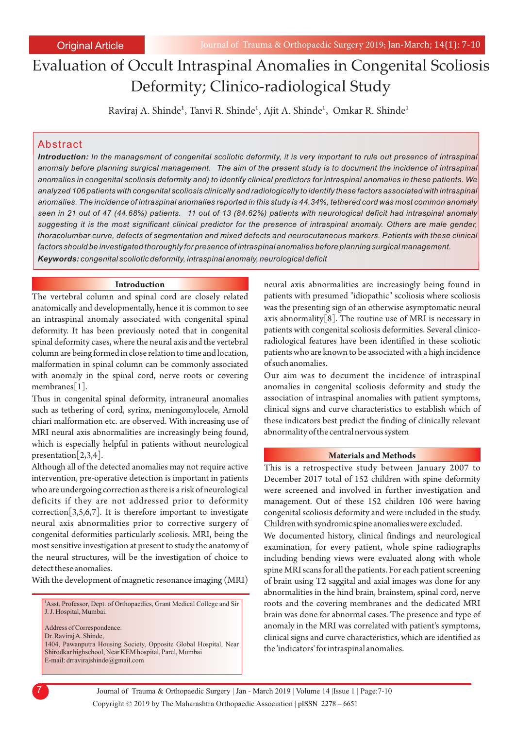Original Article

# Evaluation of Occult Intraspinal Anomalies in Congenital Scoliosis Deformity; Clinico-radiological Study

Raviraj A. Shinde[1], Tanvi R. Shinde[1], Ajit A. Shinde[1], Omkar R. Shinde[1]

## Abstract

***Introduction:*** *In the management of congenital scoliotic deformity, it is very important to rule out presence of intraspinal anomaly before planning surgical management. The aim of the present study is to document the incidence of intraspinal anomalies in congenital scoliosis deformity and) to identify clinical predictors for intraspinal anomalies in these patients. We analyzed 106 patients with congenital scoliosis clinically and radiologically to identify these factors associated with intraspinal anomalies. The incidence of intraspinal anomalies reported in this study is 44.34%, tethered cord was most common anomaly seen in 21 out of 47 (44.68%) patients. 11 out of 13 (84.62%) patients with neurological deficit had intraspinal anomaly suggesting it is the most significant clinical predictor for the presence of intraspinal anomaly. Others are male gender, thoracolumbar curve, defects of segmentation and mixed defects and neurocutaneous markers. Patients with these clinical factors should be investigated thoroughly for presence of intraspinal anomalies before planning surgical management.*

***Keywords:*** *congenital scoliotic deformity, intraspinal anomaly, neurological deficit*

## Introduction

The vertebral column and spinal cord are closely related anatomically and developmentally, hence it is common to see an intraspinal anomaly associated with congenital spinal deformity. It has been previously noted that in congenital spinal deformity cases, where the neural axis and the vertebral column are being formed in close relation to time and location, malformation in spinal column can be commonly associated with anomaly in the spinal cord, nerve roots or covering membranes[1].

Thus in congenital spinal deformity, intraneural anomalies such as tethering of cord, syrinx, meningomylocele, Arnold chiari malformation etc. are observed. With increasing use of MRI neural axis abnormalities are increasingly being found, which is especially helpful in patients without neurological presentation[2,3,4].

Although all of the detected anomalies may not require active intervention, pre-operative detection is important in patients who are undergoing correction as there is a risk of neurological deficits if they are not addressed prior to deformity correction[3,5,6,7]. It is therefore important to investigate neural axis abnormalities prior to corrective surgery of congenital deformities particularly scoliosis. MRI, being the most sensitive investigation at present to study the anatomy of the neural structures, will be the investigation of choice to detect these anomalies.

With the development of magnetic resonance imaging (MRI) neural axis abnormalities are increasingly being found in patients with presumed "idiopathic" scoliosis where scoliosis was the presenting sign of an otherwise asymptomatic neural axis abnormality[8]. The routine use of MRI is necessary in patients with congenital scoliosis deformities. Several clinico-radiological features have been identified in these scoliotic patients who are known to be associated with a high incidence of such anomalies.

Our aim was to document the incidence of intraspinal anomalies in congenital scoliosis deformity and study the association of intraspinal anomalies with patient symptoms, clinical signs and curve characteristics to establish which of these indicators best predict the finding of clinically relevant abnormality of the central nervous system

## Materials and Methods

This is a retrospective study between January 2007 to December 2017 total of 152 children with spine deformity were screened and involved in further investigation and management. Out of these 152 children 106 were having congenital scoliosis deformity and were included in the study. Children with syndromic spine anomalies were excluded.

We documented history, clinical findings and neurological examination, for every patient, whole spine radiographs including bending views were evaluated along with whole spine MRI scans for all the patients. For each patient screening of brain using T2 saggital and axial images was done for any abnormalities in the hind brain, brainstem, spinal cord, nerve roots and the covering membranes and the dedicated MRI brain was done for abnormal cases. The presence and type of anomaly in the MRI was correlated with patient's symptoms, clinical signs and curve characteristics, which are identified as the 'indicators' for intraspinal anomalies.

---

[1]Asst. Professor, Dept. of Orthopaedics, Grant Medical College and Sir J. J. Hospital, Mumbai.

Address of Correspondence:
Dr. Raviraj A. Shinde,
1404, Pawanputra Housing Society, Opposite Global Hospital, Near Shirodkar highschool, Near KEM hospital, Parel, Mumbai
E-mail: drravirajshinde@gmail.com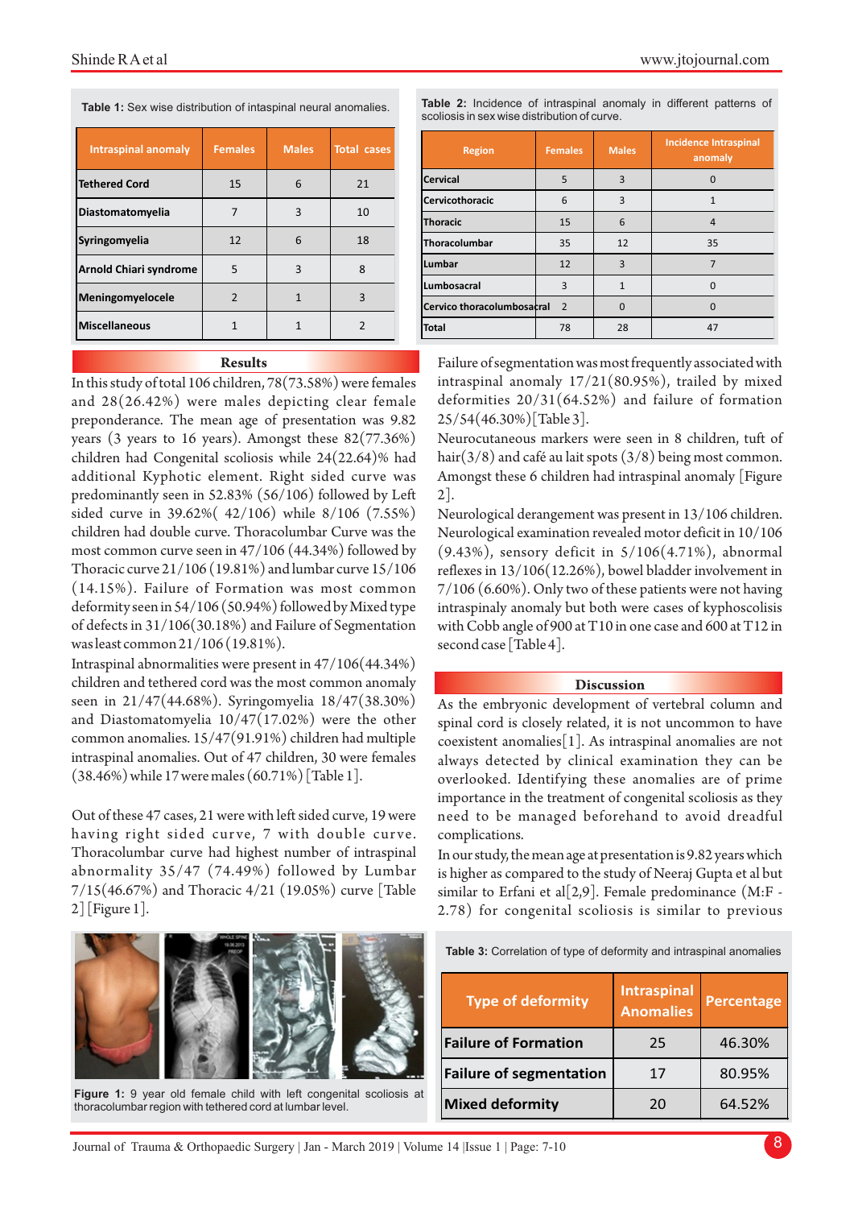Table 1: Sex wise distribution of intaspinal neural anomalies.

| Intraspinal anomaly | Females | Males | Total cases |
|---|---|---|---|
| Tethered Cord | 15 | 6 | 21 |
| Diastomatomyelia | 7 | 3 | 10 |
| Syringomyelia | 12 | 6 | 18 |
| Arnold Chiari syndrome | 5 | 3 | 8 |
| Meningomyelocele | 2 | 1 | 3 |
| Miscellaneous | 1 | 1 | 2 |

Table 2: Incidence of intraspinal anomaly in different patterns of scoliosis in sex wise distribution of curve.

| Region | Females | Males | Incidence Intraspinal anomaly |
|---|---|---|---|
| Cervical | 5 | 3 | 0 |
| Cervicothoracic | 6 | 3 | 1 |
| Thoracic | 15 | 6 | 4 |
| Thoracolumbar | 35 | 12 | 35 |
| Lumbar | 12 | 3 | 7 |
| Lumbosacral | 3 | 1 | 0 |
| Cervico thoracolumbosacral | 2 | 0 | 0 |
| Total | 78 | 28 | 47 |

## Results

In this study of total 106 children, 78(73.58%) were females and 28(26.42%) were males depicting clear female preponderance. The mean age of presentation was 9.82 years (3 years to 16 years). Amongst these 82(77.36%) children had Congenital scoliosis while 24(22.64)% had additional Kyphotic element. Right sided curve was predominantly seen in 52.83% (56/106) followed by Left sided curve in 39.62%( 42/106) while 8/106 (7.55%) children had double curve. Thoracolumbar Curve was the most common curve seen in 47/106 (44.34%) followed by Thoracic curve 21/106 (19.81%) and lumbar curve 15/106 (14.15%). Failure of Formation was most common deformity seen in 54/106 (50.94%) followed by Mixed type of defects in 31/106(30.18%) and Failure of Segmentation was least common 21/106 (19.81%).

Intraspinal abnormalities were present in 47/106(44.34%) children and tethered cord was the most common anomaly seen in 21/47(44.68%). Syringomyelia 18/47(38.30%) and Diastomatomyelia 10/47(17.02%) were the other common anomalies. 15/47(91.91%) children had multiple intraspinal anomalies. Out of 47 children, 30 were females (38.46%) while 17 were males (60.71%) [Table 1].

Out of these 47 cases, 21 were with left sided curve, 19 were having right sided curve, 7 with double curve. Thoracolumbar curve had highest number of intraspinal abnormality 35/47 (74.49%) followed by Lumbar 7/15(46.67%) and Thoracic 4/21 (19.05%) curve [Table 2] [Figure 1].

Figure 1: 9 year old female child with left congenital scoliosis at thoracolumbar region with tethered cord at lumbar level.

Failure of segmentation was most frequently associated with intraspinal anomaly 17/21(80.95%), trailed by mixed deformities 20/31(64.52%) and failure of formation 25/54(46.30%)[Table 3].

Neurocutaneous markers were seen in 8 children, tuft of hair(3/8) and café au lait spots (3/8) being most common. Amongst these 6 children had intraspinal anomaly [Figure 2].

Neurological derangement was present in 13/106 children. Neurological examination revealed motor deficit in 10/106 (9.43%), sensory deficit in 5/106(4.71%), abnormal reflexes in 13/106(12.26%), bowel bladder involvement in 7/106 (6.60%). Only two of these patients were not having intraspinaly anomaly but both were cases of kyphoscolisis with Cobb angle of 900 at T10 in one case and 600 at T12 in second case [Table 4].

## Discussion

As the embryonic development of vertebral column and spinal cord is closely related, it is not uncommon to have coexistent anomalies[1]. As intraspinal anomalies are not always detected by clinical examination they can be overlooked. Identifying these anomalies are of prime importance in the treatment of congenital scoliosis as they need to be managed beforehand to avoid dreadful complications.

In our study, the mean age at presentation is 9.82 years which is higher as compared to the study of Neeraj Gupta et al but similar to Erfani et al[2,9]. Female predominance (M:F - 2.78) for congenital scoliosis is similar to previous

Table 3: Correlation of type of deformity and intraspinal anomalies

| Type of deformity | Intraspinal Anomalies | Percentage |
|---|---|---|
| Failure of Formation | 25 | 46.30% |
| Failure of segmentation | 17 | 80.95% |
| Mixed deformity | 20 | 64.52% |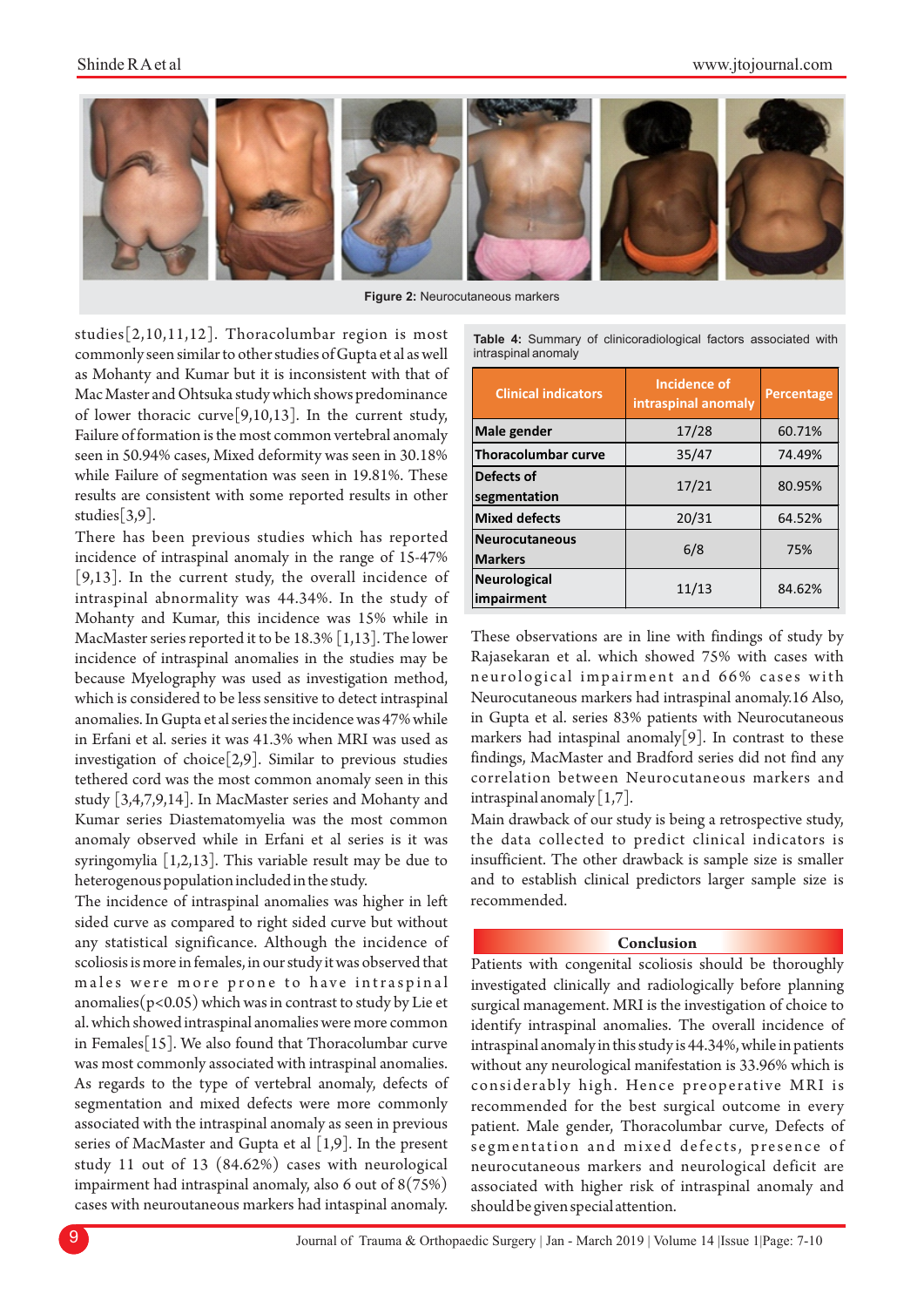Figure 2: Neurocutaneous markers

studies[2,10,11,12]. Thoracolumbar region is most commonly seen similar to other studies of Gupta et al as well as Mohanty and Kumar but it is inconsistent with that of Mac Master and Ohtsuka study which shows predominance of lower thoracic curve[9,10,13]. In the current study, Failure of formation is the most common vertebral anomaly seen in 50.94% cases, Mixed deformity was seen in 30.18% while Failure of segmentation was seen in 19.81%. These results are consistent with some reported results in other studies[3,9].

There has been previous studies which has reported incidence of intraspinal anomaly in the range of 15-47% [9,13]. In the current study, the overall incidence of intraspinal abnormality was 44.34%. In the study of Mohanty and Kumar, this incidence was 15% while in MacMaster series reported it to be 18.3% [1,13]. The lower incidence of intraspinal anomalies in the studies may be because Myelography was used as investigation method, which is considered to be less sensitive to detect intraspinal anomalies. In Gupta et al series the incidence was 47% while in Erfani et al. series it was 41.3% when MRI was used as investigation of choice[2,9]. Similar to previous studies tethered cord was the most common anomaly seen in this study [3,4,7,9,14]. In MacMaster series and Mohanty and Kumar series Diastematomyelia was the most common anomaly observed while in Erfani et al series is it was syringomylia [1,2,13]. This variable result may be due to heterogenous population included in the study.

The incidence of intraspinal anomalies was higher in left sided curve as compared to right sided curve but without any statistical significance. Although the incidence of scoliosis is more in females, in our study it was observed that males were more prone to have intraspinal anomalies($p<0.05$) which was in contrast to study by Lie et al. which showed intraspinal anomalies were more common in Females[15]. We also found that Thoracolumbar curve was most commonly associated with intraspinal anomalies. As regards to the type of vertebral anomaly, defects of segmentation and mixed defects were more commonly associated with the intraspinal anomaly as seen in previous series of MacMaster and Gupta et al [1,9]. In the present study 11 out of 13 (84.62%) cases with neurological impairment had intraspinal anomaly, also 6 out of 8(75%) cases with neuroutaneous markers had intaspinal anomaly.

**Table 4:** Summary of clinicoradiological factors associated with intraspinal anomaly

| Clinical indicators | Incidence of intraspinal anomaly | Percentage |
|---|---|---|
| Male gender | 17/28 | 60.71% |
| Thoracolumbar curve | 35/47 | 74.49% |
| Defects of segmentation | 17/21 | 80.95% |
| Mixed defects | 20/31 | 64.52% |
| Neurocutaneous Markers | 6/8 | 75% |
| Neurological impairment | 11/13 | 84.62% |

These observations are in line with findings of study by Rajasekaran et al. which showed 75% with cases with neurological impairment and 66% cases with Neurocutaneous markers had intraspinal anomaly.16 Also, in Gupta et al. series 83% patients with Neurocutaneous markers had intaspinal anomaly[9]. In contrast to these findings, MacMaster and Bradford series did not find any correlation between Neurocutaneous markers and intraspinal anomaly [1,7].

Main drawback of our study is being a retrospective study, the data collected to predict clinical indicators is insufficient. The other drawback is sample size is smaller and to establish clinical predictors larger sample size is recommended.

## Conclusion

Patients with congenital scoliosis should be thoroughly investigated clinically and radiologically before planning surgical management. MRI is the investigation of choice to identify intraspinal anomalies. The overall incidence of intraspinal anomaly in this study is 44.34%, while in patients without any neurological manifestation is 33.96% which is considerably high. Hence preoperative MRI is recommended for the best surgical outcome in every patient. Male gender, Thoracolumbar curve, Defects of segmentation and mixed defects, presence of neurocutaneous markers and neurological deficit are associated with higher risk of intraspinal anomaly and should be given special attention.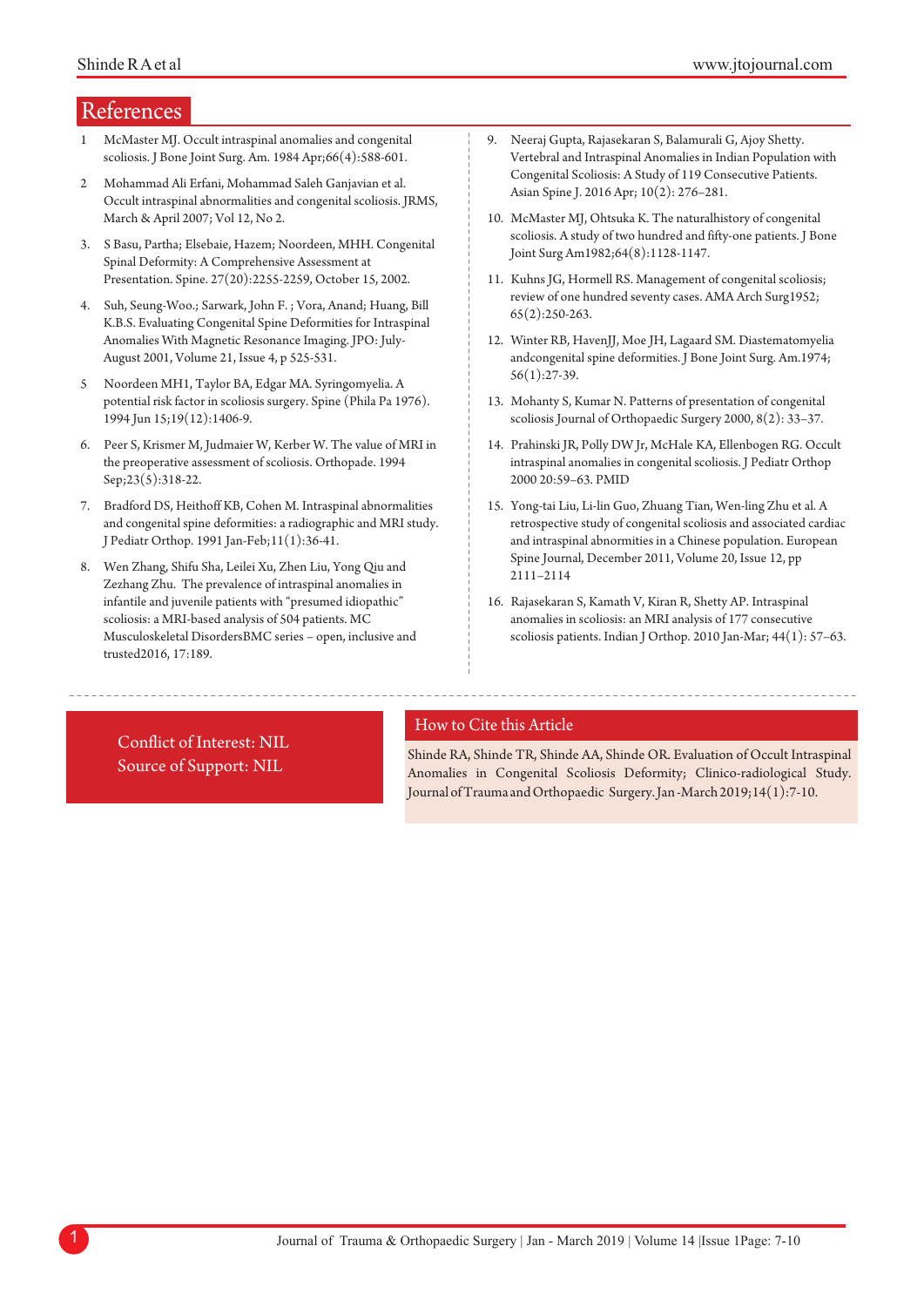## References

1. McMaster MJ. Occult intraspinal anomalies and congenital scoliosis. J Bone Joint Surg. Am. 1984 Apr;66(4):588-601.
2. Mohammad Ali Erfani, Mohammad Saleh Ganjavian et al. Occult intraspinal abnormalities and congenital scoliosis. JRMS, March & April 2007; Vol 12, No 2.
3. S Basu, Partha; Elsebaie, Hazem; Noordeen, MHH. Congenital Spinal Deformity: A Comprehensive Assessment at Presentation. Spine. 27(20):2255-2259, October 15, 2002.
4. Suh, Seung-Woo.; Sarwark, John F. ; Vora, Anand; Huang, Bill K.B.S. Evaluating Congenital Spine Deformities for Intraspinal Anomalies With Magnetic Resonance Imaging. JPO: July-August 2001, Volume 21, Issue 4, p 525-531.
5. Noordeen MH1, Taylor BA, Edgar MA. Syringomyelia. A potential risk factor in scoliosis surgery. Spine (Phila Pa 1976). 1994 Jun 15;19(12):1406-9.
6. Peer S, Krismer M, Judmaier W, Kerber W. The value of MRI in the preoperative assessment of scoliosis. Orthopade. 1994 Sep;23(5):318-22.
7. Bradford DS, Heithoff KB, Cohen M. Intraspinal abnormalities and congenital spine deformities: a radiographic and MRI study. J Pediatr Orthop. 1991 Jan-Feb;11(1):36-41.
8. Wen Zhang, Shifu Sha, Leilei Xu, Zhen Liu, Yong Qiu and Zezhang Zhu. The prevalence of intraspinal anomalies in infantile and juvenile patients with "presumed idiopathic" scoliosis: a MRI-based analysis of 504 patients. MC Musculoskeletal DisordersBMC series – open, inclusive and trusted2016, 17:189.
9. Neeraj Gupta, Rajasekaran S, Balamurali G, Ajoy Shetty. Vertebral and Intraspinal Anomalies in Indian Population with Congenital Scoliosis: A Study of 119 Consecutive Patients. Asian Spine J. 2016 Apr; 10(2): 276–281.
10. McMaster MJ, Ohtsuka K. The naturalhistory of congenital scoliosis. A study of two hundred and fifty-one patients. J Bone Joint Surg Am1982;64(8):1128-1147.
11. Kuhns JG, Hormell RS. Management of congenital scoliosis; review of one hundred seventy cases. AMA Arch Surg1952; 65(2):250-263.
12. Winter RB, HavenJJ, Moe JH, Lagaard SM. Diastematomyelia andcongenital spine deformities. J Bone Joint Surg. Am.1974; 56(1):27-39.
13. Mohanty S, Kumar N. Patterns of presentation of congenital scoliosis Journal of Orthopaedic Surgery 2000, 8(2): 33–37.
14. Prahinski JR, Polly DW Jr, McHale KA, Ellenbogen RG. Occult intraspinal anomalies in congenital scoliosis. J Pediatr Orthop 2000 20:59–63. PMID
15. Yong-tai Liu, Li-lin Guo, Zhuang Tian, Wen-ling Zhu et al. A retrospective study of congenital scoliosis and associated cardiac and intraspinal abnormities in a Chinese population. European Spine Journal, December 2011, Volume 20, Issue 12, pp 2111–2114
16. Rajasekaran S, Kamath V, Kiran R, Shetty AP. Intraspinal anomalies in scoliosis: an MRI analysis of 177 consecutive scoliosis patients. Indian J Orthop. 2010 Jan-Mar; 44(1): 57–63.

Conflict of Interest: NIL
Source of Support: NIL

### How to Cite this Article

Shinde RA, Shinde TR, Shinde AA, Shinde OR. Evaluation of Occult Intraspinal Anomalies in Congenital Scoliosis Deformity; Clinico-radiological Study. Journal of Trauma and Orthopaedic Surgery. Jan -March 2019;14(1):7-10.